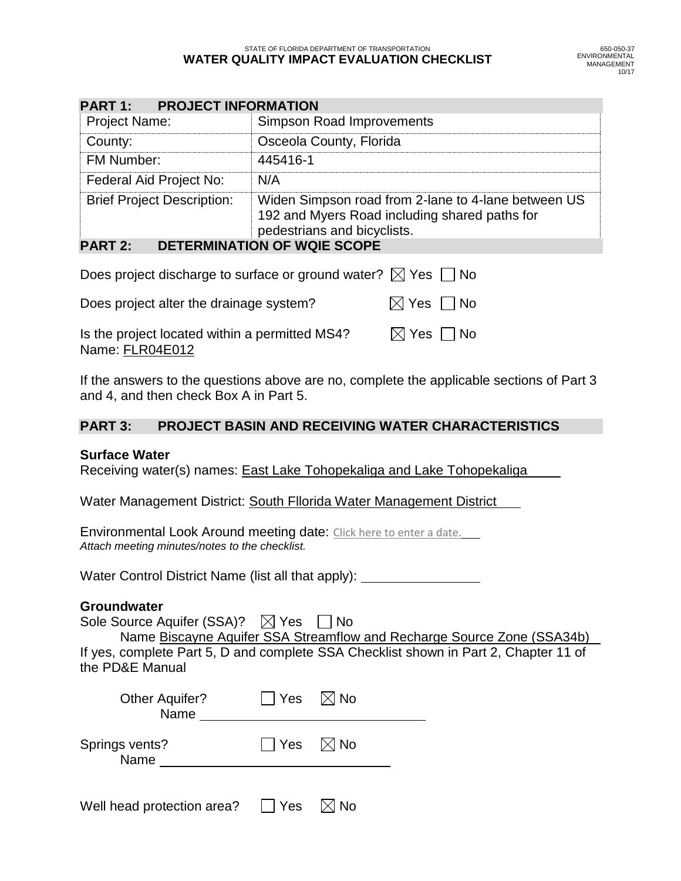STATE OF FLORIDA DEPARTMENT OF TRANSPORTATION

# WATER QUALITY IMPACT EVALUATION CHECKLIST

650-050-37
ENVIRONMENTAL MANAGEMENT
10/17

## PART 1: PROJECT INFORMATION

| | |
|---|---|
| Project Name: | Simpson Road Improvements |
| County: | Osceola County, Florida |
| FM Number: | 445416-1 |
| Federal Aid Project No: | N/A |
| Brief Project Description: | Widen Simpson road from 2-lane to 4-lane between US 192 and Myers Road including shared paths for pedestrians and bicyclists. |

## PART 2: DETERMINATION OF WQIE SCOPE

Does project discharge to surface or ground water? ☒ Yes ☐ No

Does project alter the drainage system? ☒ Yes ☐ No

Is the project located within a permitted MS4? ☒ Yes ☐ No
Name: FLR04E012

If the answers to the questions above are no, complete the applicable sections of Part 3 and 4, and then check Box A in Part 5.

## PART 3: PROJECT BASIN AND RECEIVING WATER CHARACTERISTICS

**Surface Water**

Receiving water(s) names: East Lake Tohopekaliga and Lake Tohopekaliga

Water Management District: South Fllorida Water Management District

Environmental Look Around meeting date: Click here to enter a date.
*Attach meeting minutes/notes to the checklist.*

Water Control District Name (list all that apply): ________________

**Groundwater**

Sole Source Aquifer (SSA)? ☒ Yes ☐ No
Name Biscayne Aquifer SSA Streamflow and Recharge Source Zone (SSA34b)

If yes, complete Part 5, D and complete SSA Checklist shown in Part 2, Chapter 11 of the PD&E Manual

Other Aquifer? ☐ Yes ☒ No
Name ________________

Springs vents? ☐ Yes ☒ No
Name ________________

Well head protection area? ☐ Yes ☒ No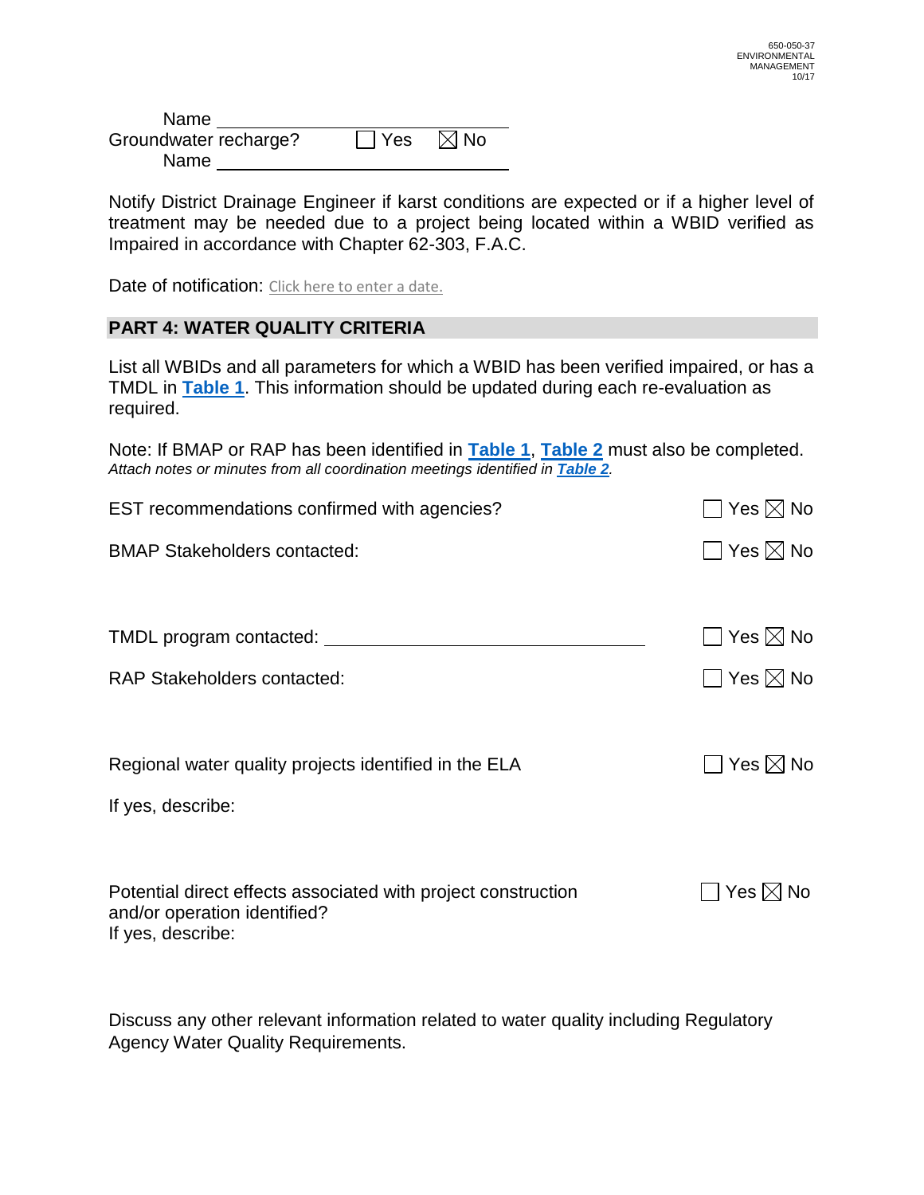Name \_\_\_\_\_\_\_\_\_\_\_\_\_\_\_\_\_\_\_\_

Groundwater recharge? ☐ Yes ☒ No

Name \_\_\_\_\_\_\_\_\_\_\_\_\_\_\_\_\_\_\_\_

Notify District Drainage Engineer if karst conditions are expected or if a higher level of treatment may be needed due to a project being located within a WBID verified as Impaired in accordance with Chapter 62-303, F.A.C.

Date of notification: Click here to enter a date.

## PART 4: WATER QUALITY CRITERIA

List all WBIDs and all parameters for which a WBID has been verified impaired, or has a TMDL in **Table 1**. This information should be updated during each re-evaluation as required.

Note: If BMAP or RAP has been identified in **Table 1**, **Table 2** must also be completed.
*Attach notes or minutes from all coordination meetings identified in* ***Table 2****.*

EST recommendations confirmed with agencies? ☐ Yes ☒ No

BMAP Stakeholders contacted: ☐ Yes ☒ No

TMDL program contacted: \_\_\_\_\_\_\_\_\_\_\_\_\_\_\_\_\_\_\_\_ ☐ Yes ☒ No

RAP Stakeholders contacted: ☐ Yes ☒ No

Regional water quality projects identified in the ELA ☐ Yes ☒ No

If yes, describe:

Potential direct effects associated with project construction and/or operation identified? ☐ Yes ☒ No
If yes, describe:

Discuss any other relevant information related to water quality including Regulatory Agency Water Quality Requirements.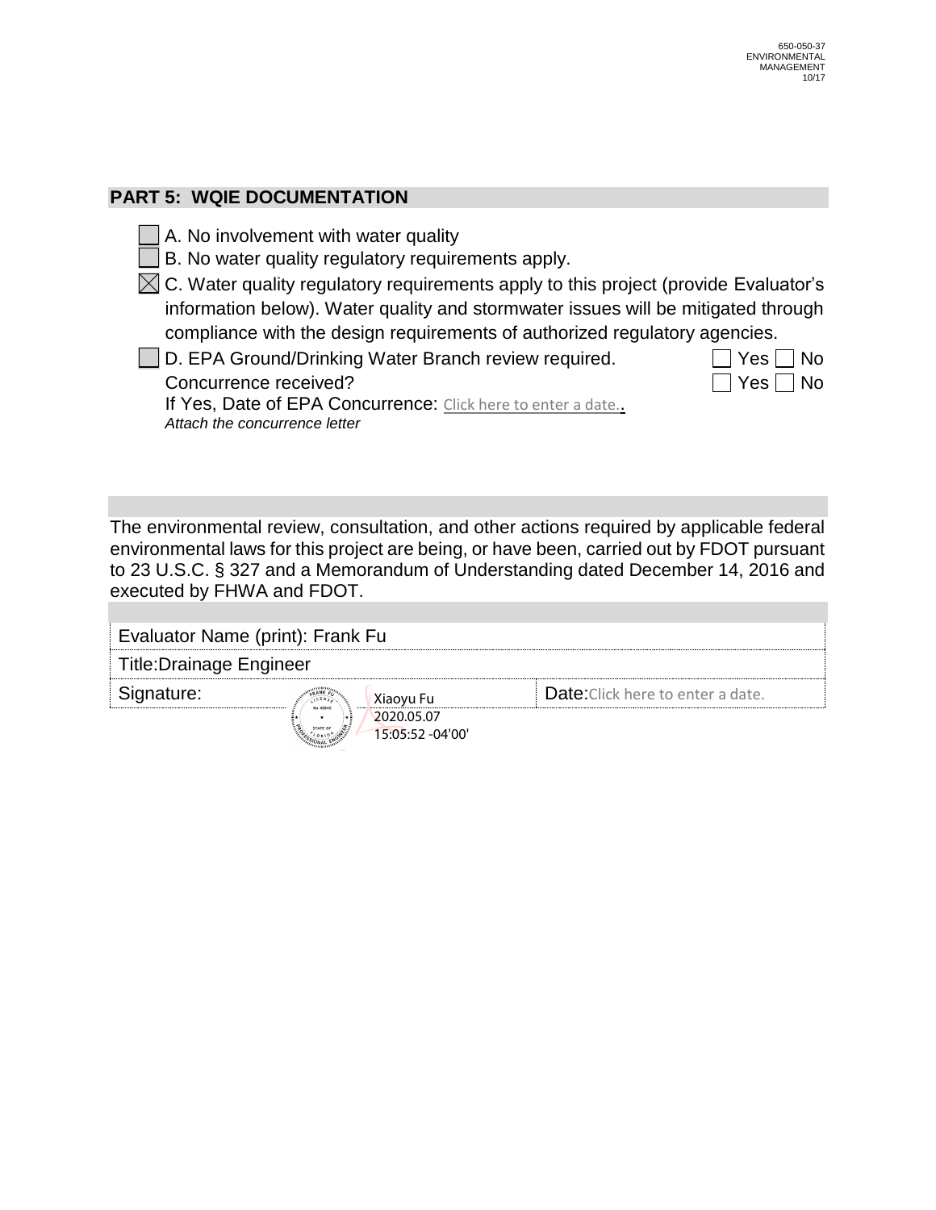## PART 5: WQIE DOCUMENTATION

- ☐ A. No involvement with water quality
- ☐ B. No water quality regulatory requirements apply.
- ☒ C. Water quality regulatory requirements apply to this project (provide Evaluator's information below). Water quality and stormwater issues will be mitigated through compliance with the design requirements of authorized regulatory agencies.
- ☐ D. EPA Ground/Drinking Water Branch review required. ☐ Yes ☐ No

  Concurrence received? ☐ Yes ☐ No

  If Yes, Date of EPA Concurrence: Click here to enter a date..

  *Attach the concurrence letter*

The environmental review, consultation, and other actions required by applicable federal environmental laws for this project are being, or have been, carried out by FDOT pursuant to 23 U.S.C. § 327 and a Memorandum of Understanding dated December 14, 2016 and executed by FHWA and FDOT.

| Evaluator Name (print): Frank Fu | |
|---|---|
| Title:Drainage Engineer | |
| Signature: Xiaoyu Fu 2020.05.07 15:05:52 -04'00' | Date:Click here to enter a date. |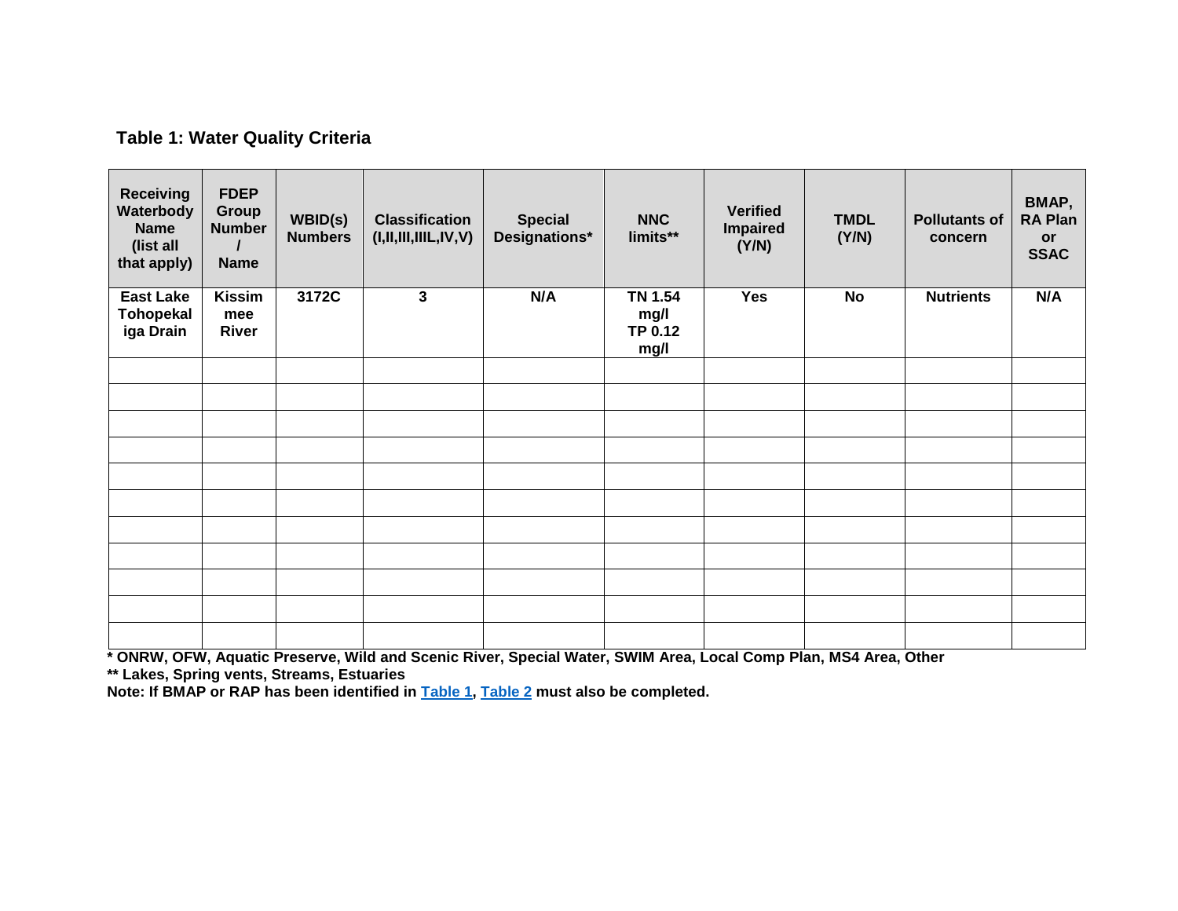**Table 1: Water Quality Criteria**

| Receiving Waterbody Name (list all that apply) | FDEP Group Number / Name | WBID(s) Numbers | Classification (I,II,III,IIIL,IV,V) | Special Designations* | NNC limits** | Verified Impaired (Y/N) | TMDL (Y/N) | Pollutants of concern | BMAP, RA Plan or SSAC |
|---|---|---|---|---|---|---|---|---|---|
| East Lake Tohopekaliga Drain | Kissimmee River | 3172C | 3 | N/A | TN 1.54 mg/l TP 0.12 mg/l | Yes | No | Nutrients | N/A |
| | | | | | | | | | |
| | | | | | | | | | |
| | | | | | | | | | |
| | | | | | | | | | |
| | | | | | | | | | |
| | | | | | | | | | |
| | | | | | | | | | |
| | | | | | | | | | |
| | | | | | | | | | |
| | | | | | | | | | |
| | | | | | | | | | |

**\* ONRW, OFW, Aquatic Preserve, Wild and Scenic River, Special Water, SWIM Area, Local Comp Plan, MS4 Area, Other**

**\*\* Lakes, Spring vents, Streams, Estuaries**

**Note: If BMAP or RAP has been identified in Table 1, Table 2 must also be completed.**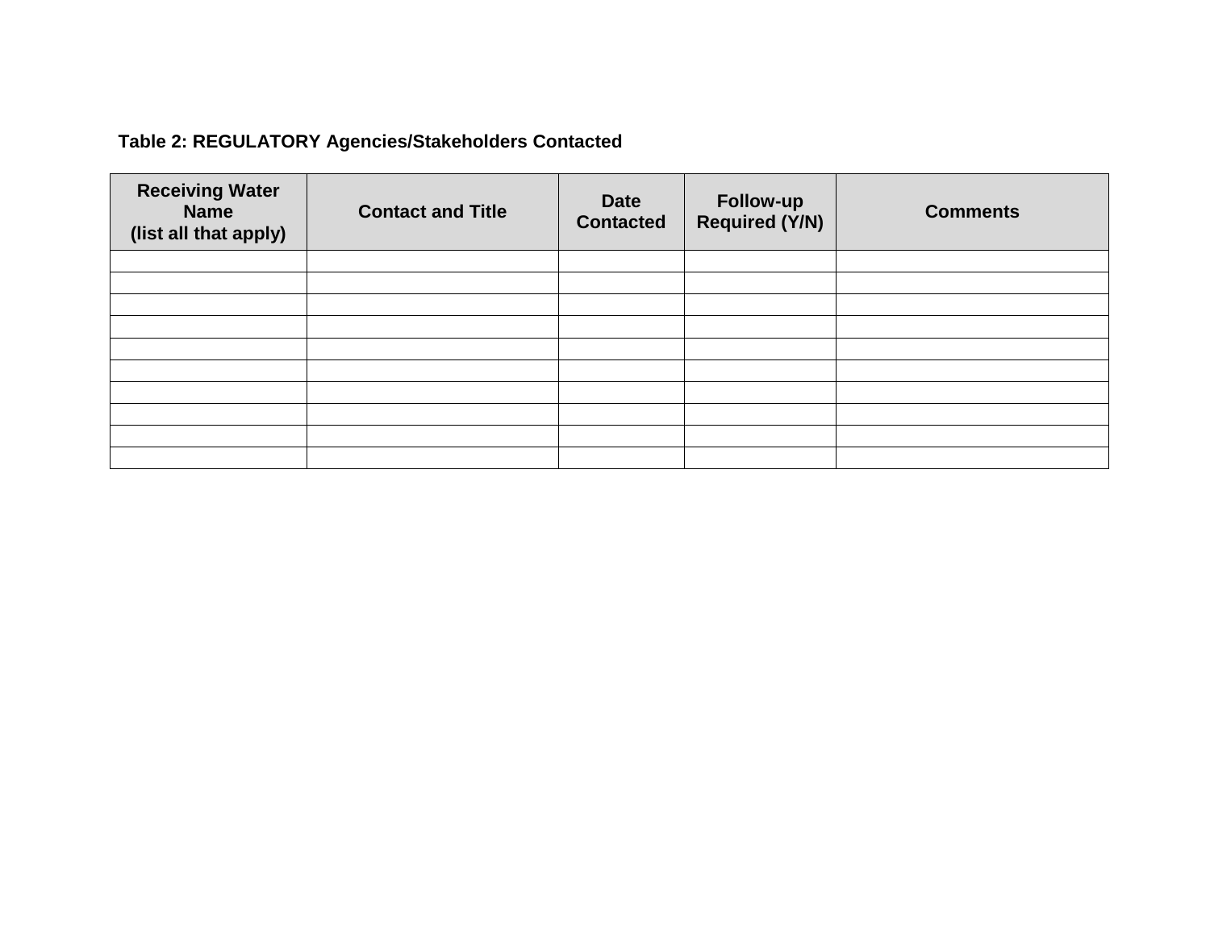**Table 2: REGULATORY Agencies/Stakeholders Contacted**

| Receiving Water Name (list all that apply) | Contact and Title | Date Contacted | Follow-up Required (Y/N) | Comments |
| --- | --- | --- | --- | --- |
| | | | | |
| | | | | |
| | | | | |
| | | | | |
| | | | | |
| | | | | |
| | | | | |
| | | | | |
| | | | | |
| | | | | |